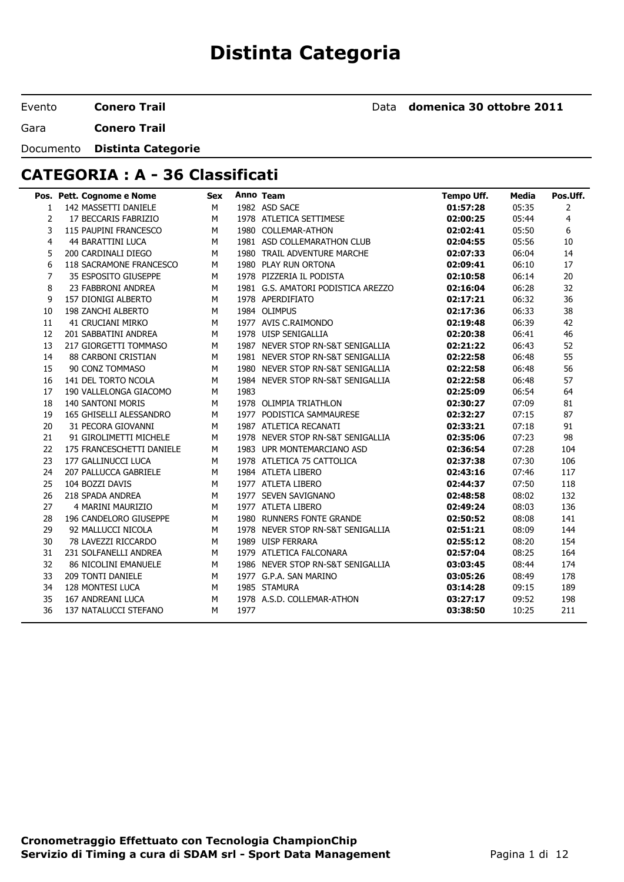# Distinta Categoria

Evento **Conero Trail** Data **domenica 30 ottobre 2011**

Gara **Conero Trail**

Documento **Distinta Categorie**

## CATEGORIA : A - 36 Classificati

| Pos. | Pett. | Cognome e Nome | Sex | Anno | Team | Tempo Uff. | Media | Pos.Uff. |
|---|---|---|---|---|---|---|---|---|
| 1 | 142 | MASSETTI DANIELE | M | 1982 | ASD SACE | **01:57:28** | 05:35 | 2 |
| 2 | 17 | BECCARIS FABRIZIO | M | 1978 | ATLETICA SETTIMESE | **02:00:25** | 05:44 | 4 |
| 3 | 115 | PAUPINI FRANCESCO | M | 1980 | COLLEMAR-ATHON | **02:02:41** | 05:50 | 6 |
| 4 | 44 | BARATTINI LUCA | M | 1981 | ASD COLLEMARATHON CLUB | **02:04:55** | 05:56 | 10 |
| 5 | 200 | CARDINALI DIEGO | M | 1980 | TRAIL ADVENTURE MARCHE | **02:07:33** | 06:04 | 14 |
| 6 | 118 | SACRAMONE FRANCESCO | M | 1980 | PLAY RUN ORTONA | **02:09:41** | 06:10 | 17 |
| 7 | 35 | ESPOSITO GIUSEPPE | M | 1978 | PIZZERIA IL PODISTA | **02:10:58** | 06:14 | 20 |
| 8 | 23 | FABBRONI ANDREA | M | 1981 | G.S. AMATORI PODISTICA AREZZO | **02:16:04** | 06:28 | 32 |
| 9 | 157 | DIONIGI ALBERTO | M | 1978 | APERDIFIATO | **02:17:21** | 06:32 | 36 |
| 10 | 198 | ZANCHI ALBERTO | M | 1984 | OLIMPUS | **02:17:36** | 06:33 | 38 |
| 11 | 41 | CRUCIANI MIRKO | M | 1977 | AVIS C.RAIMONDO | **02:19:48** | 06:39 | 42 |
| 12 | 201 | SABBATINI ANDREA | M | 1978 | UISP SENIGALLIA | **02:20:38** | 06:41 | 46 |
| 13 | 217 | GIORGETTI TOMMASO | M | 1987 | NEVER STOP RN-S&T SENIGALLIA | **02:21:22** | 06:43 | 52 |
| 14 | 88 | CARBONI CRISTIAN | M | 1981 | NEVER STOP RN-S&T SENIGALLIA | **02:22:58** | 06:48 | 55 |
| 15 | 90 | CONZ TOMMASO | M | 1980 | NEVER STOP RN-S&T SENIGALLIA | **02:22:58** | 06:48 | 56 |
| 16 | 141 | DEL TORTO NCOLA | M | 1984 | NEVER STOP RN-S&T SENIGALLIA | **02:22:58** | 06:48 | 57 |
| 17 | 190 | VALLELONGA GIACOMO | M | 1983 | | **02:25:09** | 06:54 | 64 |
| 18 | 140 | SANTONI MORIS | M | 1978 | OLIMPIA TRIATHLON | **02:30:27** | 07:09 | 81 |
| 19 | 165 | GHISELLI ALESSANDRO | M | 1977 | PODISTICA SAMMAURESE | **02:32:27** | 07:15 | 87 |
| 20 | 31 | PECORA GIOVANNI | M | 1987 | ATLETICA RECANATI | **02:33:21** | 07:18 | 91 |
| 21 | 91 | GIROLIMETTI MICHELE | M | 1978 | NEVER STOP RN-S&T SENIGALLIA | **02:35:06** | 07:23 | 98 |
| 22 | 175 | FRANCESCHETTI DANIELE | M | 1983 | UPR MONTEMARCIANO ASD | **02:36:54** | 07:28 | 104 |
| 23 | 177 | GALLINUCCI LUCA | M | 1978 | ATLETICA 75 CATTOLICA | **02:37:38** | 07:30 | 106 |
| 24 | 207 | PALLUCCA GABRIELE | M | 1984 | ATLETA LIBERO | **02:43:16** | 07:46 | 117 |
| 25 | 104 | BOZZI DAVIS | M | 1977 | ATLETA LIBERO | **02:44:37** | 07:50 | 118 |
| 26 | 218 | SPADA ANDREA | M | 1977 | SEVEN SAVIGNANO | **02:48:58** | 08:02 | 132 |
| 27 | 4 | MARINI MAURIZIO | M | 1977 | ATLETA LIBERO | **02:49:24** | 08:03 | 136 |
| 28 | 196 | CANDELORO GIUSEPPE | M | 1980 | RUNNERS FONTE GRANDE | **02:50:52** | 08:08 | 141 |
| 29 | 92 | MALLUCCI NICOLA | M | 1978 | NEVER STOP RN-S&T SENIGALLIA | **02:51:21** | 08:09 | 144 |
| 30 | 78 | LAVEZZI RICCARDO | M | 1989 | UISP FERRARA | **02:55:12** | 08:20 | 154 |
| 31 | 231 | SOLFANELLI ANDREA | M | 1979 | ATLETICA FALCONARA | **02:57:04** | 08:25 | 164 |
| 32 | 86 | NICOLINI EMANUELE | M | 1986 | NEVER STOP RN-S&T SENIGALLIA | **03:03:45** | 08:44 | 174 |
| 33 | 209 | TONTI DANIELE | M | 1977 | G.P.A. SAN MARINO | **03:05:26** | 08:49 | 178 |
| 34 | 128 | MONTESI LUCA | M | 1985 | STAMURA | **03:14:28** | 09:15 | 189 |
| 35 | 167 | ANDREANI LUCA | M | 1978 | A.S.D. COLLEMAR-ATHON | **03:27:17** | 09:52 | 198 |
| 36 | 137 | NATALUCCI STEFANO | M | 1977 | | **03:38:50** | 10:25 | 211 |

**Cronometraggio Effettuato con Tecnologia ChampionChip**
**Servizio di Timing a cura di SDAM srl - Sport Data Management**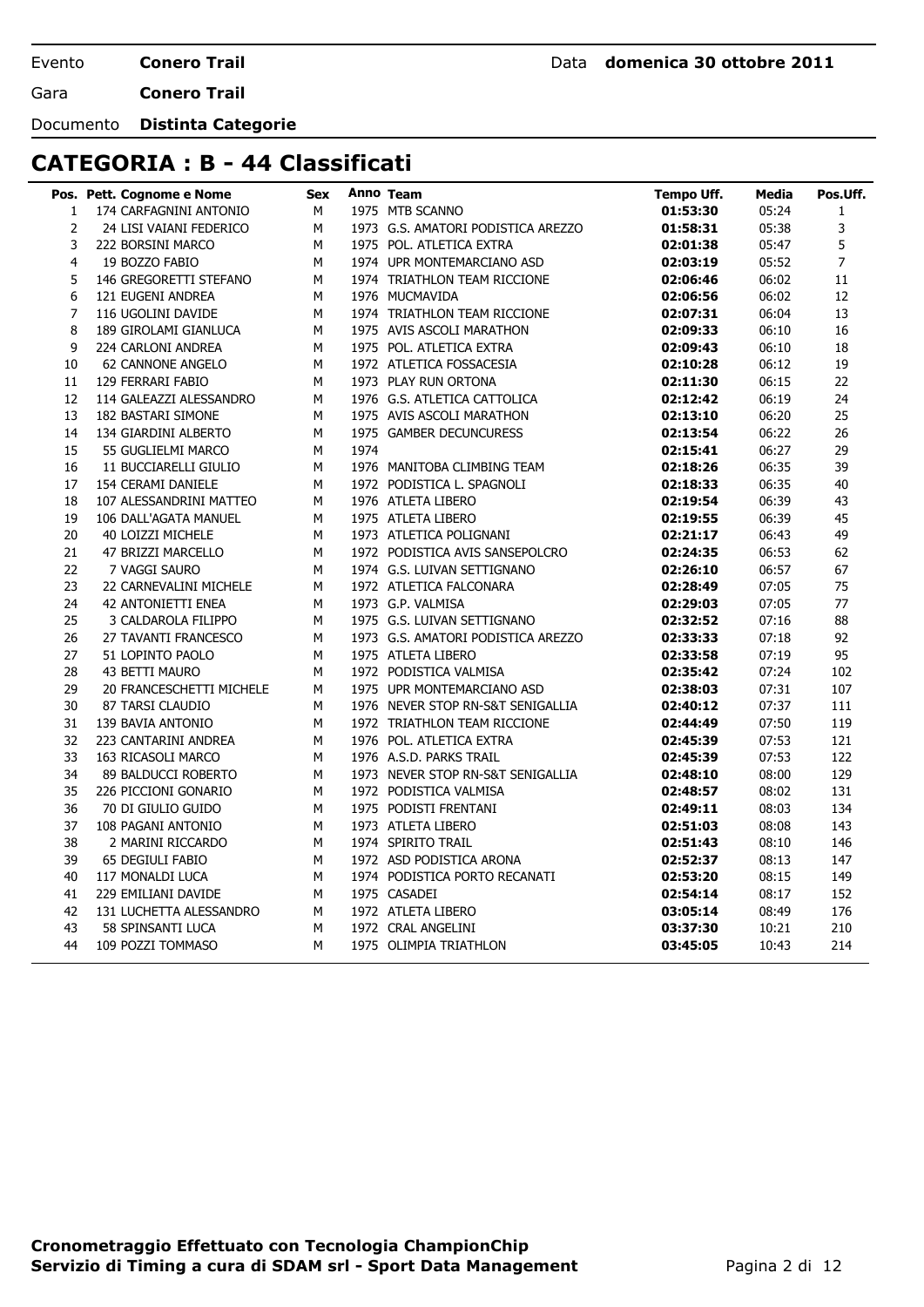Evento **Conero Trail** Data **domenica 30 ottobre 2011**

Gara **Conero Trail**

Documento **Distinta Categorie**

## CATEGORIA : B - 44 Classificati

| Pos. | Pett. | Cognome e Nome | Sex | Anno | Team | Tempo Uff. | Media | Pos.Uff. |
|---|---|---|---|---|---|---|---|---|
| 1 | 174 | CARFAGNINI ANTONIO | M | 1975 | MTB SCANNO | **01:53:30** | 05:24 | 1 |
| 2 | 24 | LISI VAIANI FEDERICO | M | 1973 | G.S. AMATORI PODISTICA AREZZO | **01:58:31** | 05:38 | 3 |
| 3 | 222 | BORSINI MARCO | M | 1975 | POL. ATLETICA EXTRA | **02:01:38** | 05:47 | 5 |
| 4 | 19 | BOZZO FABIO | M | 1974 | UPR MONTEMARCIANO ASD | **02:03:19** | 05:52 | 7 |
| 5 | 146 | GREGORETTI STEFANO | M | 1974 | TRIATHLON TEAM RICCIONE | **02:06:46** | 06:02 | 11 |
| 6 | 121 | EUGENI ANDREA | M | 1976 | MUCMAVIDA | **02:06:56** | 06:02 | 12 |
| 7 | 116 | UGOLINI DAVIDE | M | 1974 | TRIATHLON TEAM RICCIONE | **02:07:31** | 06:04 | 13 |
| 8 | 189 | GIROLAMI GIANLUCA | M | 1975 | AVIS ASCOLI MARATHON | **02:09:33** | 06:10 | 16 |
| 9 | 224 | CARLONI ANDREA | M | 1975 | POL. ATLETICA EXTRA | **02:09:43** | 06:10 | 18 |
| 10 | 62 | CANNONE ANGELO | M | 1972 | ATLETICA FOSSACESIA | **02:10:28** | 06:12 | 19 |
| 11 | 129 | FERRARI FABIO | M | 1973 | PLAY RUN ORTONA | **02:11:30** | 06:15 | 22 |
| 12 | 114 | GALEAZZI ALESSANDRO | M | 1976 | G.S. ATLETICA CATTOLICA | **02:12:42** | 06:19 | 24 |
| 13 | 182 | BASTARI SIMONE | M | 1975 | AVIS ASCOLI MARATHON | **02:13:10** | 06:20 | 25 |
| 14 | 134 | GIARDINI ALBERTO | M | 1975 | GAMBER DECUNCURESS | **02:13:54** | 06:22 | 26 |
| 15 | 55 | GUGLIELMI MARCO | M | 1974 | | **02:15:41** | 06:27 | 29 |
| 16 | 11 | BUCCIARELLI GIULIO | M | 1976 | MANITOBA CLIMBING TEAM | **02:18:26** | 06:35 | 39 |
| 17 | 154 | CERAMI DANIELE | M | 1972 | PODISTICA L. SPAGNOLI | **02:18:33** | 06:35 | 40 |
| 18 | 107 | ALESSANDRINI MATTEO | M | 1976 | ATLETA LIBERO | **02:19:54** | 06:39 | 43 |
| 19 | 106 | DALL'AGATA MANUEL | M | 1975 | ATLETA LIBERO | **02:19:55** | 06:39 | 45 |
| 20 | 40 | LOIZZI MICHELE | M | 1973 | ATLETICA POLIGNANI | **02:21:17** | 06:43 | 49 |
| 21 | 47 | BRIZZI MARCELLO | M | 1972 | PODISTICA AVIS SANSEPOLCRO | **02:24:35** | 06:53 | 62 |
| 22 | 7 | VAGGI SAURO | M | 1974 | G.S. LUIVAN SETTIGNANO | **02:26:10** | 06:57 | 67 |
| 23 | 22 | CARNEVALINI MICHELE | M | 1972 | ATLETICA FALCONARA | **02:28:49** | 07:05 | 75 |
| 24 | 42 | ANTONIETTI ENEA | M | 1973 | G.P. VALMISA | **02:29:03** | 07:05 | 77 |
| 25 | 3 | CALDAROLA FILIPPO | M | 1975 | G.S. LUIVAN SETTIGNANO | **02:32:52** | 07:16 | 88 |
| 26 | 27 | TAVANTI FRANCESCO | M | 1973 | G.S. AMATORI PODISTICA AREZZO | **02:33:33** | 07:18 | 92 |
| 27 | 51 | LOPINTO PAOLO | M | 1975 | ATLETA LIBERO | **02:33:58** | 07:19 | 95 |
| 28 | 43 | BETTI MAURO | M | 1972 | PODISTICA VALMISA | **02:35:42** | 07:24 | 102 |
| 29 | 20 | FRANCESCHETTI MICHELE | M | 1975 | UPR MONTEMARCIANO ASD | **02:38:03** | 07:31 | 107 |
| 30 | 87 | TARSI CLAUDIO | M | 1976 | NEVER STOP RN-S&T SENIGALLIA | **02:40:12** | 07:37 | 111 |
| 31 | 139 | BAVIA ANTONIO | M | 1972 | TRIATHLON TEAM RICCIONE | **02:44:49** | 07:50 | 119 |
| 32 | 223 | CANTARINI ANDREA | M | 1976 | POL. ATLETICA EXTRA | **02:45:39** | 07:53 | 121 |
| 33 | 163 | RICASOLI MARCO | M | 1976 | A.S.D. PARKS TRAIL | **02:45:39** | 07:53 | 122 |
| 34 | 89 | BALDUCCI ROBERTO | M | 1973 | NEVER STOP RN-S&T SENIGALLIA | **02:48:10** | 08:00 | 129 |
| 35 | 226 | PICCIONI GONARIO | M | 1972 | PODISTICA VALMISA | **02:48:57** | 08:02 | 131 |
| 36 | 70 | DI GIULIO GUIDO | M | 1975 | PODISTI FRENTANI | **02:49:11** | 08:03 | 134 |
| 37 | 108 | PAGANI ANTONIO | M | 1973 | ATLETA LIBERO | **02:51:03** | 08:08 | 143 |
| 38 | 2 | MARINI RICCARDO | M | 1974 | SPIRITO TRAIL | **02:51:43** | 08:10 | 146 |
| 39 | 65 | DEGIULI FABIO | M | 1972 | ASD PODISTICA ARONA | **02:52:37** | 08:13 | 147 |
| 40 | 117 | MONALDI LUCA | M | 1974 | PODISTICA PORTO RECANATI | **02:53:20** | 08:15 | 149 |
| 41 | 229 | EMILIANI DAVIDE | M | 1975 | CASADEI | **02:54:14** | 08:17 | 152 |
| 42 | 131 | LUCHETTA ALESSANDRO | M | 1972 | ATLETA LIBERO | **03:05:14** | 08:49 | 176 |
| 43 | 58 | SPINSANTI LUCA | M | 1972 | CRAL ANGELINI | **03:37:30** | 10:21 | 210 |
| 44 | 109 | POZZI TOMMASO | M | 1975 | OLIMPIA TRIATHLON | **03:45:05** | 10:43 | 214 |

**Cronometraggio Effettuato con Tecnologia ChampionChip**
**Servizio di Timing a cura di SDAM srl - Sport Data Management**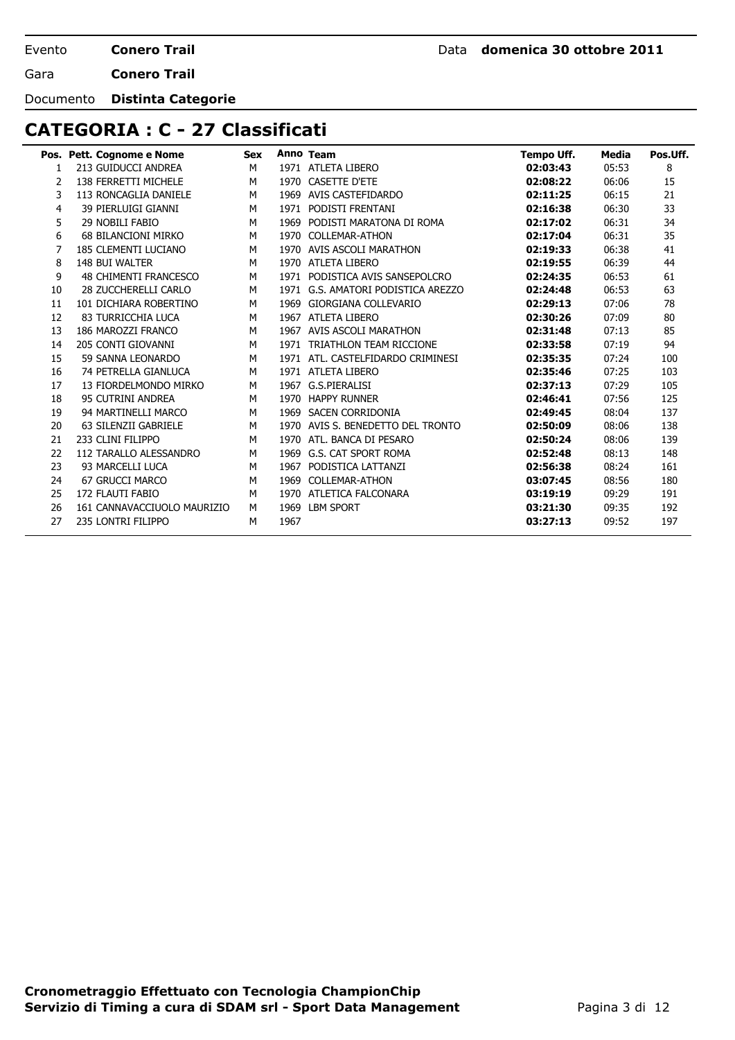Evento **Conero Trail** Data **domenica 30 ottobre 2011**

Gara **Conero Trail**

Documento **Distinta Categorie**

## CATEGORIA : C - 27 Classificati

| Pos. | Pett. | Cognome e Nome | Sex | Anno | Team | Tempo Uff. | Media | Pos.Uff. |
|---|---|---|---|---|---|---|---|---|
| 1 | 213 | GUIDUCCI ANDREA | M | 1971 | ATLETA LIBERO | **02:03:43** | 05:53 | 8 |
| 2 | 138 | FERRETTI MICHELE | M | 1970 | CASETTE D'ETE | **02:08:22** | 06:06 | 15 |
| 3 | 113 | RONCAGLIA DANIELE | M | 1969 | AVIS CASTEFIDARDO | **02:11:25** | 06:15 | 21 |
| 4 | 39 | PIERLUIGI GIANNI | M | 1971 | PODISTI FRENTANI | **02:16:38** | 06:30 | 33 |
| 5 | 29 | NOBILI FABIO | M | 1969 | PODISTI MARATONA DI ROMA | **02:17:02** | 06:31 | 34 |
| 6 | 68 | BILANCIONI MIRKO | M | 1970 | COLLEMAR-ATHON | **02:17:04** | 06:31 | 35 |
| 7 | 185 | CLEMENTI LUCIANO | M | 1970 | AVIS ASCOLI MARATHON | **02:19:33** | 06:38 | 41 |
| 8 | 148 | BUI WALTER | M | 1970 | ATLETA LIBERO | **02:19:55** | 06:39 | 44 |
| 9 | 48 | CHIMENTI FRANCESCO | M | 1971 | PODISTICA AVIS SANSEPOLCRO | **02:24:35** | 06:53 | 61 |
| 10 | 28 | ZUCCHERELLI CARLO | M | 1971 | G.S. AMATORI PODISTICA AREZZO | **02:24:48** | 06:53 | 63 |
| 11 | 101 | DICHIARA ROBERTINO | M | 1969 | GIORGIANA COLLEVARIO | **02:29:13** | 07:06 | 78 |
| 12 | 83 | TURRICCHIA LUCA | M | 1967 | ATLETA LIBERO | **02:30:26** | 07:09 | 80 |
| 13 | 186 | MAROZZI FRANCO | M | 1967 | AVIS ASCOLI MARATHON | **02:31:48** | 07:13 | 85 |
| 14 | 205 | CONTI GIOVANNI | M | 1971 | TRIATHLON TEAM RICCIONE | **02:33:58** | 07:19 | 94 |
| 15 | 59 | SANNA LEONARDO | M | 1971 | ATL. CASTELFIDARDO CRIMINESI | **02:35:35** | 07:24 | 100 |
| 16 | 74 | PETRELLA GIANLUCA | M | 1971 | ATLETA LIBERO | **02:35:46** | 07:25 | 103 |
| 17 | 13 | FIORDELMONDO MIRKO | M | 1967 | G.S.PIERALISI | **02:37:13** | 07:29 | 105 |
| 18 | 95 | CUTRINI ANDREA | M | 1970 | HAPPY RUNNER | **02:46:41** | 07:56 | 125 |
| 19 | 94 | MARTINELLI MARCO | M | 1969 | SACEN CORRIDONIA | **02:49:45** | 08:04 | 137 |
| 20 | 63 | SILENZII GABRIELE | M | 1970 | AVIS S. BENEDETTO DEL TRONTO | **02:50:09** | 08:06 | 138 |
| 21 | 233 | CLINI FILIPPO | M | 1970 | ATL. BANCA DI PESARO | **02:50:24** | 08:06 | 139 |
| 22 | 112 | TARALLO ALESSANDRO | M | 1969 | G.S. CAT SPORT ROMA | **02:52:48** | 08:13 | 148 |
| 23 | 93 | MARCELLI LUCA | M | 1967 | PODISTICA LATTANZI | **02:56:38** | 08:24 | 161 |
| 24 | 67 | GRUCCI MARCO | M | 1969 | COLLEMAR-ATHON | **03:07:45** | 08:56 | 180 |
| 25 | 172 | FLAUTI FABIO | M | 1970 | ATLETICA FALCONARA | **03:19:19** | 09:29 | 191 |
| 26 | 161 | CANNAVACCIUOLO MAURIZIO | M | 1969 | LBM SPORT | **03:21:30** | 09:35 | 192 |
| 27 | 235 | LONTRI FILIPPO | M | 1967 | | **03:27:13** | 09:52 | 197 |

**Cronometraggio Effettuato con Tecnologia ChampionChip**
**Servizio di Timing a cura di SDAM srl - Sport Data Management**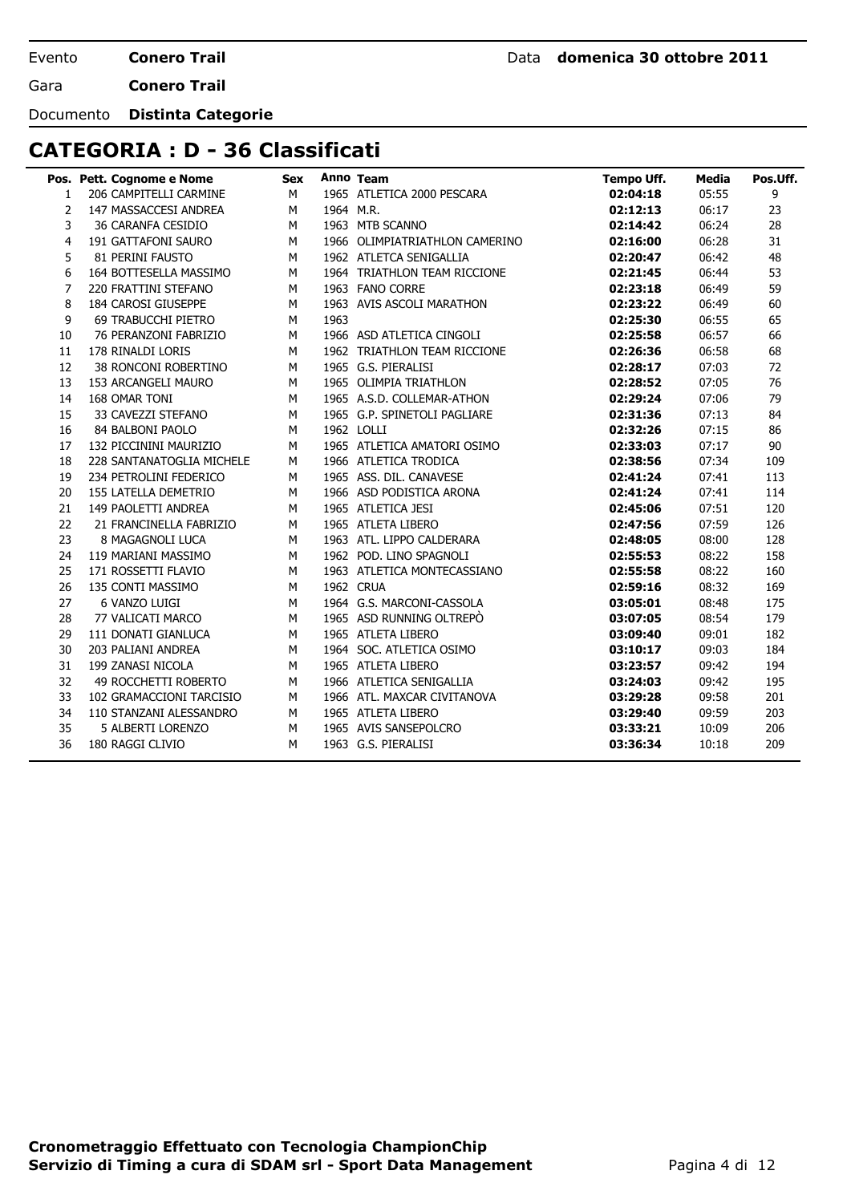Evento **Conero Trail** Data **domenica 30 ottobre 2011**

Gara **Conero Trail**

Documento **Distinta Categorie**

## CATEGORIA : D - 36 Classificati

| Pos. | Pett. | Cognome e Nome | Sex | Anno | Team | Tempo Uff. | Media | Pos.Uff. |
|---|---|---|---|---|---|---|---|---|
| 1 | 206 | CAMPITELLI CARMINE | M | 1965 | ATLETICA 2000 PESCARA | **02:04:18** | 05:55 | 9 |
| 2 | 147 | MASSACCESI ANDREA | M | 1964 | M.R. | **02:12:13** | 06:17 | 23 |
| 3 | 36 | CARANFA CESIDIO | M | 1963 | MTB SCANNO | **02:14:42** | 06:24 | 28 |
| 4 | 191 | GATTAFONI SAURO | M | 1966 | OLIMPIATRIATHLON CAMERINO | **02:16:00** | 06:28 | 31 |
| 5 | 81 | PERINI FAUSTO | M | 1962 | ATLETCA SENIGALLIA | **02:20:47** | 06:42 | 48 |
| 6 | 164 | BOTTESELLA MASSIMO | M | 1964 | TRIATHLON TEAM RICCIONE | **02:21:45** | 06:44 | 53 |
| 7 | 220 | FRATTINI STEFANO | M | 1963 | FANO CORRE | **02:23:18** | 06:49 | 59 |
| 8 | 184 | CAROSI GIUSEPPE | M | 1963 | AVIS ASCOLI MARATHON | **02:23:22** | 06:49 | 60 |
| 9 | 69 | TRABUCCHI PIETRO | M | 1963 | | **02:25:30** | 06:55 | 65 |
| 10 | 76 | PERANZONI FABRIZIO | M | 1966 | ASD ATLETICA CINGOLI | **02:25:58** | 06:57 | 66 |
| 11 | 178 | RINALDI LORIS | M | 1962 | TRIATHLON TEAM RICCIONE | **02:26:36** | 06:58 | 68 |
| 12 | 38 | RONCONI ROBERTINO | M | 1965 | G.S. PIERALISI | **02:28:17** | 07:03 | 72 |
| 13 | 153 | ARCANGELI MAURO | M | 1965 | OLIMPIA TRIATHLON | **02:28:52** | 07:05 | 76 |
| 14 | 168 | OMAR TONI | M | 1965 | A.S.D. COLLEMAR-ATHON | **02:29:24** | 07:06 | 79 |
| 15 | 33 | CAVEZZI STEFANO | M | 1965 | G.P. SPINETOLI PAGLIARE | **02:31:36** | 07:13 | 84 |
| 16 | 84 | BALBONI PAOLO | M | 1962 | LOLLI | **02:32:26** | 07:15 | 86 |
| 17 | 132 | PICCININI MAURIZIO | M | 1965 | ATLETICA AMATORI OSIMO | **02:33:03** | 07:17 | 90 |
| 18 | 228 | SANTANATOGLIA MICHELE | M | 1966 | ATLETICA TRODICA | **02:38:56** | 07:34 | 109 |
| 19 | 234 | PETROLINI FEDERICO | M | 1965 | ASS. DIL. CANAVESE | **02:41:24** | 07:41 | 113 |
| 20 | 155 | LATELLA DEMETRIO | M | 1966 | ASD PODISTICA ARONA | **02:41:24** | 07:41 | 114 |
| 21 | 149 | PAOLETTI ANDREA | M | 1965 | ATLETICA JESI | **02:45:06** | 07:51 | 120 |
| 22 | 21 | FRANCINELLA FABRIZIO | M | 1965 | ATLETA LIBERO | **02:47:56** | 07:59 | 126 |
| 23 | 8 | MAGAGNOLI LUCA | M | 1963 | ATL. LIPPO CALDERARA | **02:48:05** | 08:00 | 128 |
| 24 | 119 | MARIANI MASSIMO | M | 1962 | POD. LINO SPAGNOLI | **02:55:53** | 08:22 | 158 |
| 25 | 171 | ROSSETTI FLAVIO | M | 1963 | ATLETICA MONTECASSIANO | **02:55:58** | 08:22 | 160 |
| 26 | 135 | CONTI MASSIMO | M | 1962 | CRUA | **02:59:16** | 08:32 | 169 |
| 27 | 6 | VANZO LUIGI | M | 1964 | G.S. MARCONI-CASSOLA | **03:05:01** | 08:48 | 175 |
| 28 | 77 | VALICATI MARCO | M | 1965 | ASD RUNNING OLTREPÒ | **03:07:05** | 08:54 | 179 |
| 29 | 111 | DONATI GIANLUCA | M | 1965 | ATLETA LIBERO | **03:09:40** | 09:01 | 182 |
| 30 | 203 | PALIANI ANDREA | M | 1964 | SOC. ATLETICA OSIMO | **03:10:17** | 09:03 | 184 |
| 31 | 199 | ZANASI NICOLA | M | 1965 | ATLETA LIBERO | **03:23:57** | 09:42 | 194 |
| 32 | 49 | ROCCHETTI ROBERTO | M | 1966 | ATLETICA SENIGALLIA | **03:24:03** | 09:42 | 195 |
| 33 | 102 | GRAMACCIONI TARCISIO | M | 1966 | ATL. MAXCAR CIVITANOVA | **03:29:28** | 09:58 | 201 |
| 34 | 110 | STANZANI ALESSANDRO | M | 1965 | ATLETA LIBERO | **03:29:40** | 09:59 | 203 |
| 35 | 5 | ALBERTI LORENZO | M | 1965 | AVIS SANSEPOLCRO | **03:33:21** | 10:09 | 206 |
| 36 | 180 | RAGGI CLIVIO | M | 1963 | G.S. PIERALISI | **03:36:34** | 10:18 | 209 |

**Cronometraggio Effettuato con Tecnologia ChampionChip**
**Servizio di Timing a cura di SDAM srl - Sport Data Management**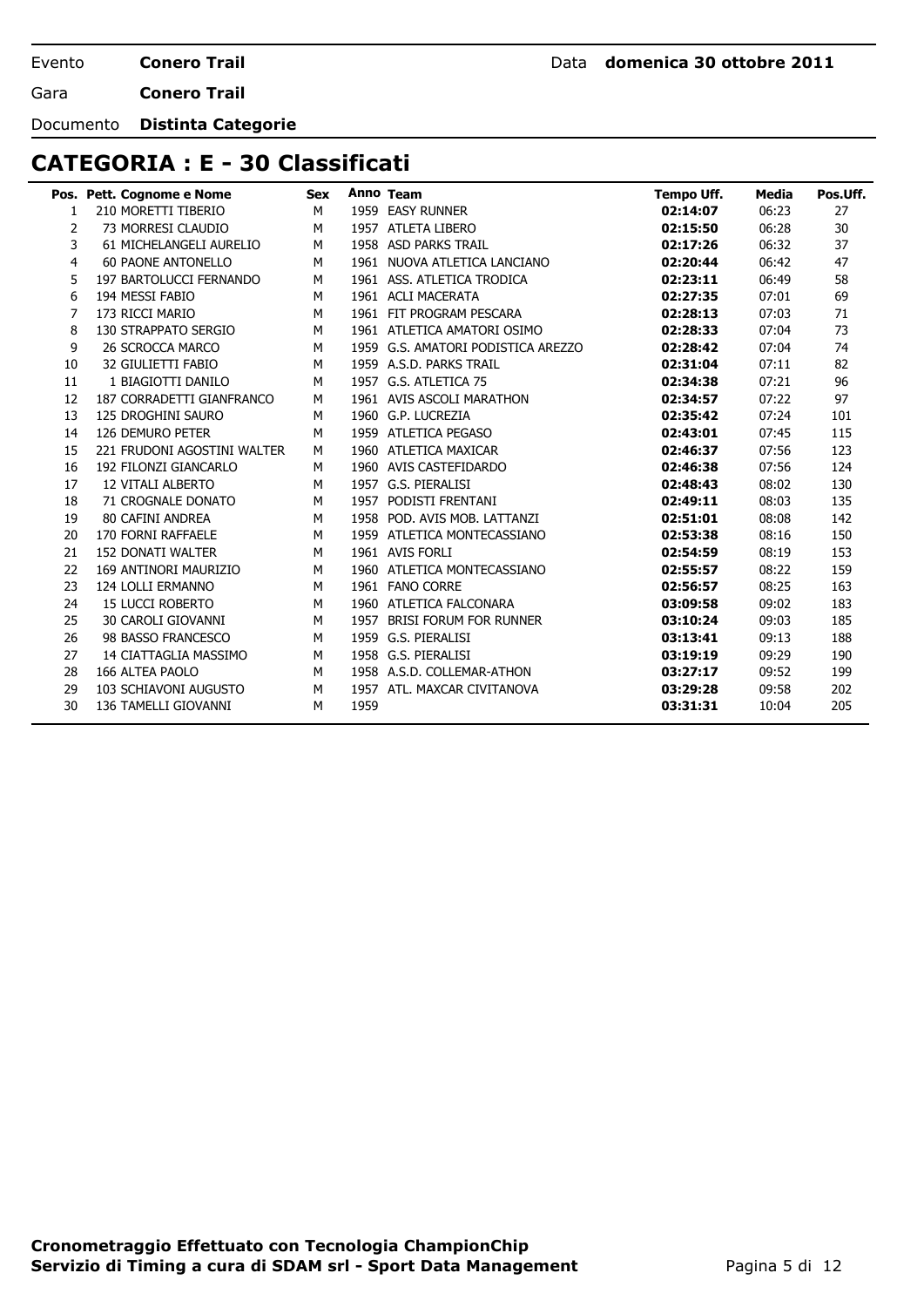Evento **Conero Trail** Data **domenica 30 ottobre 2011**

Gara **Conero Trail**

Documento **Distinta Categorie**

## CATEGORIA : E - 30 Classificati

| Pos. | Pett. | Cognome e Nome | Sex | Anno | Team | Tempo Uff. | Media | Pos.Uff. |
|---|---|---|---|---|---|---|---|---|
| 1 | 210 | MORETTI TIBERIO | M | 1959 | EASY RUNNER | **02:14:07** | 06:23 | 27 |
| 2 | 73 | MORRESI CLAUDIO | M | 1957 | ATLETA LIBERO | **02:15:50** | 06:28 | 30 |
| 3 | 61 | MICHELANGELI AURELIO | M | 1958 | ASD PARKS TRAIL | **02:17:26** | 06:32 | 37 |
| 4 | 60 | PAONE ANTONELLO | M | 1961 | NUOVA ATLETICA LANCIANO | **02:20:44** | 06:42 | 47 |
| 5 | 197 | BARTOLUCCI FERNANDO | M | 1961 | ASS. ATLETICA TRODICA | **02:23:11** | 06:49 | 58 |
| 6 | 194 | MESSI FABIO | M | 1961 | ACLI MACERATA | **02:27:35** | 07:01 | 69 |
| 7 | 173 | RICCI MARIO | M | 1961 | FIT PROGRAM PESCARA | **02:28:13** | 07:03 | 71 |
| 8 | 130 | STRAPPATO SERGIO | M | 1961 | ATLETICA AMATORI OSIMO | **02:28:33** | 07:04 | 73 |
| 9 | 26 | SCROCCA MARCO | M | 1959 | G.S. AMATORI PODISTICA AREZZO | **02:28:42** | 07:04 | 74 |
| 10 | 32 | GIULIETTI FABIO | M | 1959 | A.S.D. PARKS TRAIL | **02:31:04** | 07:11 | 82 |
| 11 | 1 | BIAGIOTTI DANILO | M | 1957 | G.S. ATLETICA 75 | **02:34:38** | 07:21 | 96 |
| 12 | 187 | CORRADETTI GIANFRANCO | M | 1961 | AVIS ASCOLI MARATHON | **02:34:57** | 07:22 | 97 |
| 13 | 125 | DROGHINI SAURO | M | 1960 | G.P. LUCREZIA | **02:35:42** | 07:24 | 101 |
| 14 | 126 | DEMURO PETER | M | 1959 | ATLETICA PEGASO | **02:43:01** | 07:45 | 115 |
| 15 | 221 | FRUDONI AGOSTINI WALTER | M | 1960 | ATLETICA MAXICAR | **02:46:37** | 07:56 | 123 |
| 16 | 192 | FILONZI GIANCARLO | M | 1960 | AVIS CASTEFIDARDO | **02:46:38** | 07:56 | 124 |
| 17 | 12 | VITALI ALBERTO | M | 1957 | G.S. PIERALISI | **02:48:43** | 08:02 | 130 |
| 18 | 71 | CROGNALE DONATO | M | 1957 | PODISTI FRENTANI | **02:49:11** | 08:03 | 135 |
| 19 | 80 | CAFINI ANDREA | M | 1958 | POD. AVIS MOB. LATTANZI | **02:51:01** | 08:08 | 142 |
| 20 | 170 | FORNI RAFFAELE | M | 1959 | ATLETICA MONTECASSIANO | **02:53:38** | 08:16 | 150 |
| 21 | 152 | DONATI WALTER | M | 1961 | AVIS FORLI | **02:54:59** | 08:19 | 153 |
| 22 | 169 | ANTINORI MAURIZIO | M | 1960 | ATLETICA MONTECASSIANO | **02:55:57** | 08:22 | 159 |
| 23 | 124 | LOLLI ERMANNO | M | 1961 | FANO CORRE | **02:56:57** | 08:25 | 163 |
| 24 | 15 | LUCCI ROBERTO | M | 1960 | ATLETICA FALCONARA | **03:09:58** | 09:02 | 183 |
| 25 | 30 | CAROLI GIOVANNI | M | 1957 | BRISI FORUM FOR RUNNER | **03:10:24** | 09:03 | 185 |
| 26 | 98 | BASSO FRANCESCO | M | 1959 | G.S. PIERALISI | **03:13:41** | 09:13 | 188 |
| 27 | 14 | CIATTAGLIA MASSIMO | M | 1958 | G.S. PIERALISI | **03:19:19** | 09:29 | 190 |
| 28 | 166 | ALTEA PAOLO | M | 1958 | A.S.D. COLLEMAR-ATHON | **03:27:17** | 09:52 | 199 |
| 29 | 103 | SCHIAVONI AUGUSTO | M | 1957 | ATL. MAXCAR CIVITANOVA | **03:29:28** | 09:58 | 202 |
| 30 | 136 | TAMELLI GIOVANNI | M | 1959 | | **03:31:31** | 10:04 | 205 |

**Cronometraggio Effettuato con Tecnologia ChampionChip**
**Servizio di Timing a cura di SDAM srl - Sport Data Management**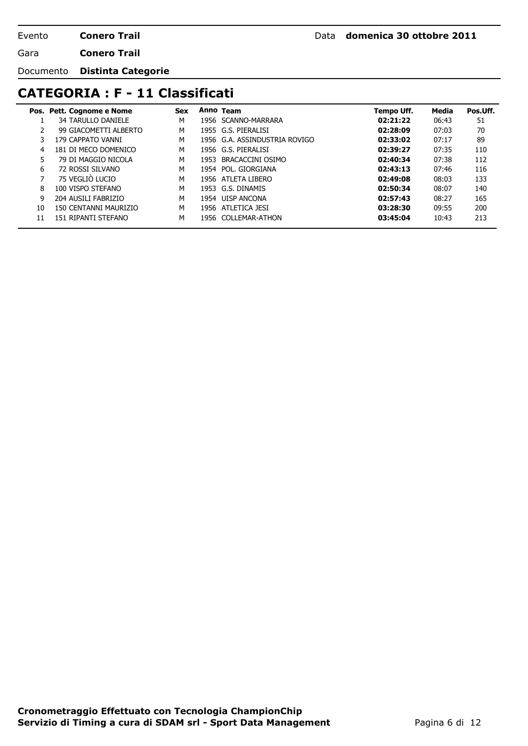Evento **Conero Trail** Data **domenica 30 ottobre 2011**

Gara **Conero Trail**

Documento **Distinta Categorie**

## CATEGORIA : F - 11 Classificati

| Pos. | Pett. | Cognome e Nome | Sex | Anno | Team | Tempo Uff. | Media | Pos.Uff. |
|---|---|---|---|---|---|---|---|---|
| 1 | 34 | TARULLO DANIELE | M | 1956 | SCANNO-MARRARA | **02:21:22** | 06:43 | 51 |
| 2 | 99 | GIACOMETTI ALBERTO | M | 1955 | G.S. PIERALISI | **02:28:09** | 07:03 | 70 |
| 3 | 179 | CAPPATO VANNI | M | 1956 | G.A. ASSINDUSTRIA ROVIGO | **02:33:02** | 07:17 | 89 |
| 4 | 181 | DI MECO DOMENICO | M | 1956 | G.S. PIERALISI | **02:39:27** | 07:35 | 110 |
| 5 | 79 | DI MAGGIO NICOLA | M | 1953 | BRACACCINI OSIMO | **02:40:34** | 07:38 | 112 |
| 6 | 72 | ROSSI SILVANO | M | 1954 | POL. GIORGIANA | **02:43:13** | 07:46 | 116 |
| 7 | 75 | VEGLIÒ LUCIO | M | 1956 | ATLETA LIBERO | **02:49:08** | 08:03 | 133 |
| 8 | 100 | VISPO STEFANO | M | 1953 | G.S. DINAMIS | **02:50:34** | 08:07 | 140 |
| 9 | 204 | AUSILI FABRIZIO | M | 1954 | UISP ANCONA | **02:57:43** | 08:27 | 165 |
| 10 | 150 | CENTANNI MAURIZIO | M | 1956 | ATLETICA JESI | **03:28:30** | 09:55 | 200 |
| 11 | 151 | RIPANTI STEFANO | M | 1956 | COLLEMAR-ATHON | **03:45:04** | 10:43 | 213 |

**Cronometraggio Effettuato con Tecnologia ChampionChip**
**Servizio di Timing a cura di SDAM srl - Sport Data Management**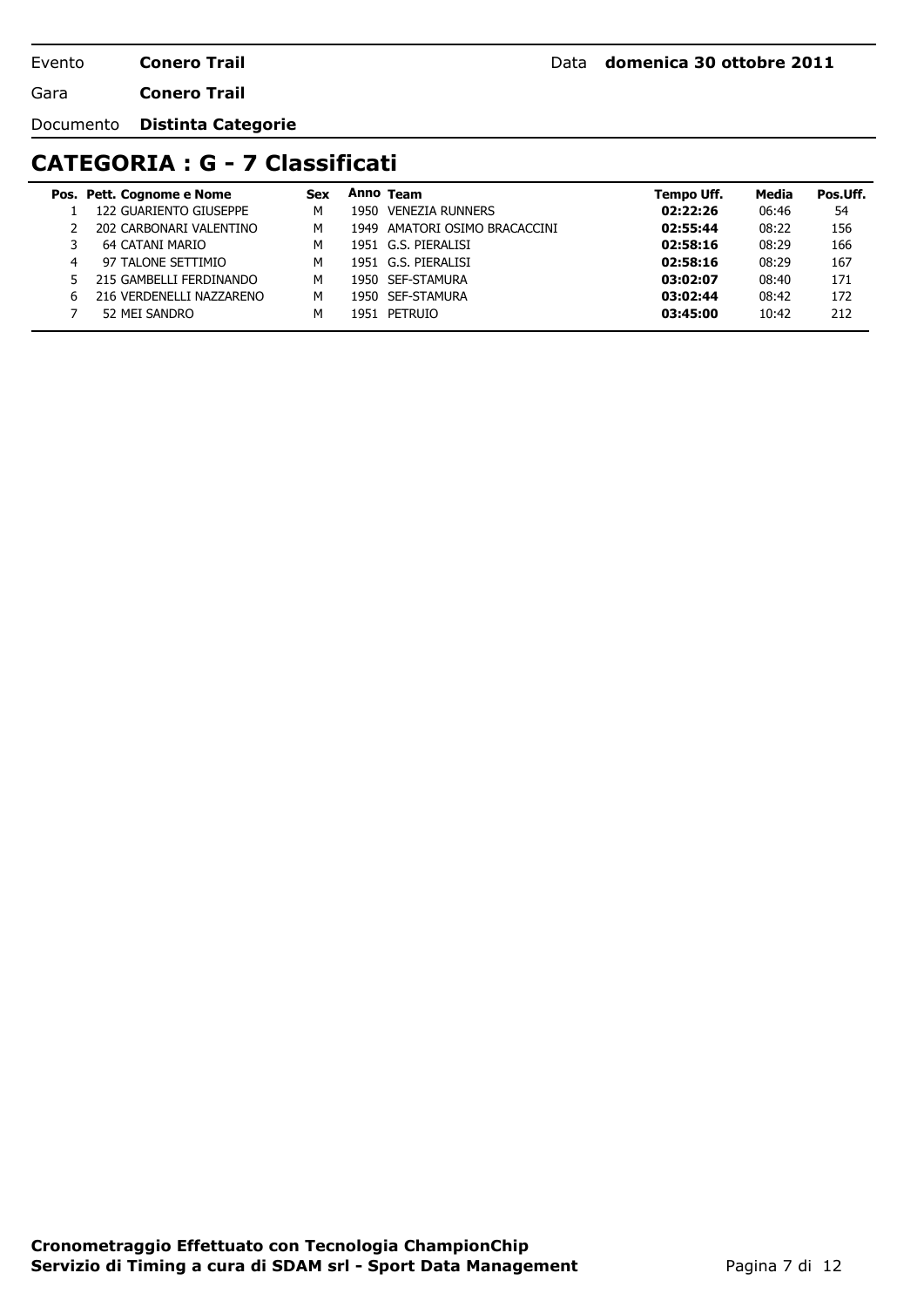Evento **Conero Trail** Data **domenica 30 ottobre 2011**

Gara **Conero Trail**

Documento **Distinta Categorie**

## CATEGORIA : G - 7 Classificati

| Pos. | Pett. | Cognome e Nome | Sex | Anno | Team | Tempo Uff. | Media | Pos.Uff. |
|---|---|---|---|---|---|---|---|---|
| 1 | 122 | GUARIENTO GIUSEPPE | M | 1950 | VENEZIA RUNNERS | **02:22:26** | 06:46 | 54 |
| 2 | 202 | CARBONARI VALENTINO | M | 1949 | AMATORI OSIMO BRACACCINI | **02:55:44** | 08:22 | 156 |
| 3 | 64 | CATANI MARIO | M | 1951 | G.S. PIERALISI | **02:58:16** | 08:29 | 166 |
| 4 | 97 | TALONE SETTIMIO | M | 1951 | G.S. PIERALISI | **02:58:16** | 08:29 | 167 |
| 5 | 215 | GAMBELLI FERDINANDO | M | 1950 | SEF-STAMURA | **03:02:07** | 08:40 | 171 |
| 6 | 216 | VERDENELLI NAZZARENO | M | 1950 | SEF-STAMURA | **03:02:44** | 08:42 | 172 |
| 7 | 52 | MEI SANDRO | M | 1951 | PETRUIO | **03:45:00** | 10:42 | 212 |

**Cronometraggio Effettuato con Tecnologia ChampionChip**
**Servizio di Timing a cura di SDAM srl - Sport Data Management**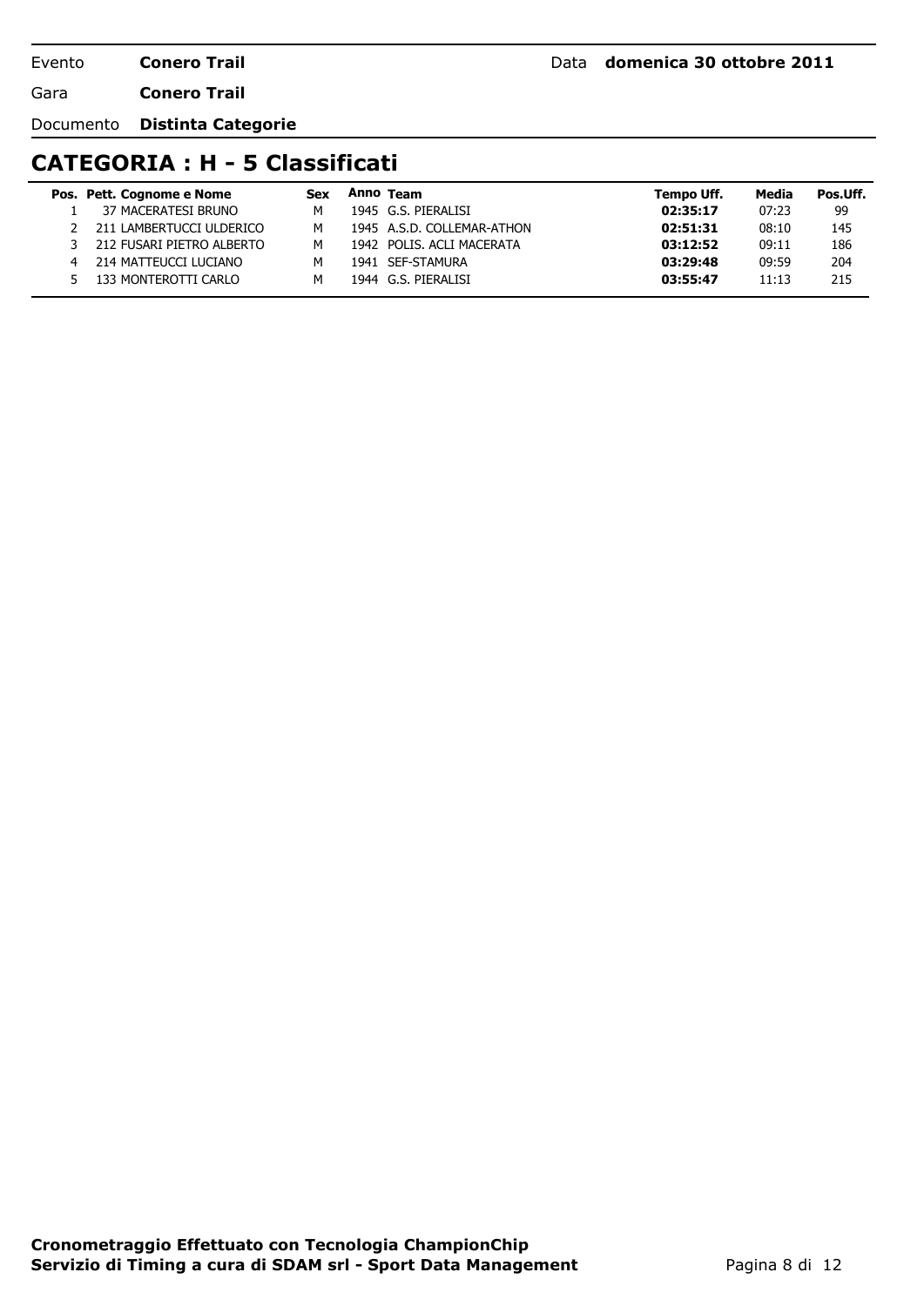Evento **Conero Trail** Data **domenica 30 ottobre 2011**

Gara **Conero Trail**

Documento **Distinta Categorie**

## CATEGORIA : H - 5 Classificati

| Pos. | Pett. | Cognome e Nome | Sex | Anno | Team | Tempo Uff. | Media | Pos.Uff. |
|---|---|---|---|---|---|---|---|---|
| 1 | 37 | MACERATESI BRUNO | M | 1945 | G.S. PIERALISI | **02:35:17** | 07:23 | 99 |
| 2 | 211 | LAMBERTUCCI ULDERICO | M | 1945 | A.S.D. COLLEMAR-ATHON | **02:51:31** | 08:10 | 145 |
| 3 | 212 | FUSARI PIETRO ALBERTO | M | 1942 | POLIS. ACLI MACERATA | **03:12:52** | 09:11 | 186 |
| 4 | 214 | MATTEUCCI LUCIANO | M | 1941 | SEF-STAMURA | **03:29:48** | 09:59 | 204 |
| 5 | 133 | MONTEROTTI CARLO | M | 1944 | G.S. PIERALISI | **03:55:47** | 11:13 | 215 |

**Cronometraggio Effettuato con Tecnologia ChampionChip**
**Servizio di Timing a cura di SDAM srl - Sport Data Management**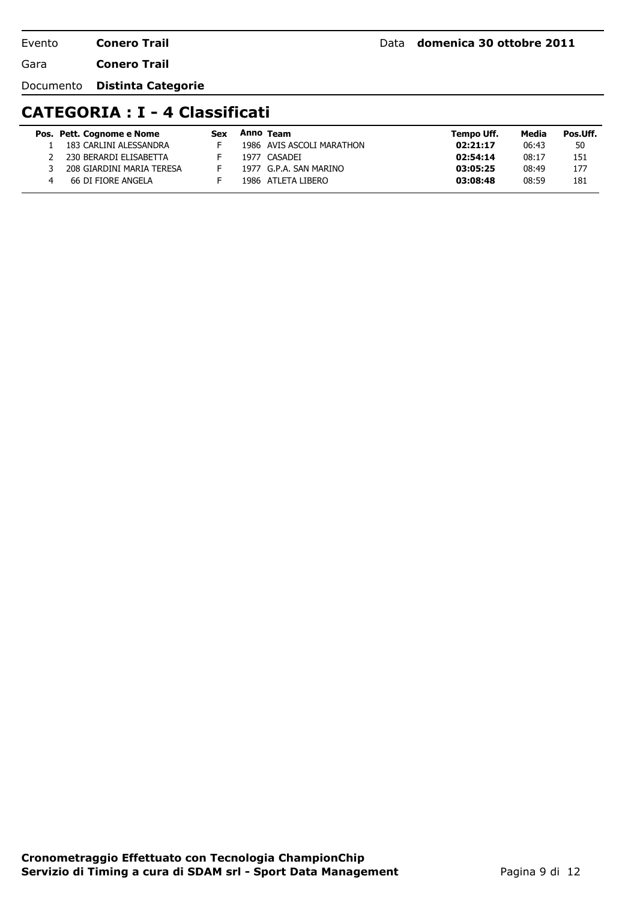Evento **Conero Trail** Data **domenica 30 ottobre 2011**

Gara **Conero Trail**

Documento **Distinta Categorie**

## CATEGORIA : I - 4 Classificati

| Pos. | Pett. | Cognome e Nome | Sex | Anno | Team | Tempo Uff. | Media | Pos.Uff. |
|---|---|---|---|---|---|---|---|---|
| 1 | 183 | CARLINI ALESSANDRA | F | 1986 | AVIS ASCOLI MARATHON | **02:21:17** | 06:43 | 50 |
| 2 | 230 | BERARDI ELISABETTA | F | 1977 | CASADEI | **02:54:14** | 08:17 | 151 |
| 3 | 208 | GIARDINI MARIA TERESA | F | 1977 | G.P.A. SAN MARINO | **03:05:25** | 08:49 | 177 |
| 4 | 66 | DI FIORE ANGELA | F | 1986 | ATLETA LIBERO | **03:08:48** | 08:59 | 181 |

**Cronometraggio Effettuato con Tecnologia ChampionChip**
**Servizio di Timing a cura di SDAM srl - Sport Data Management**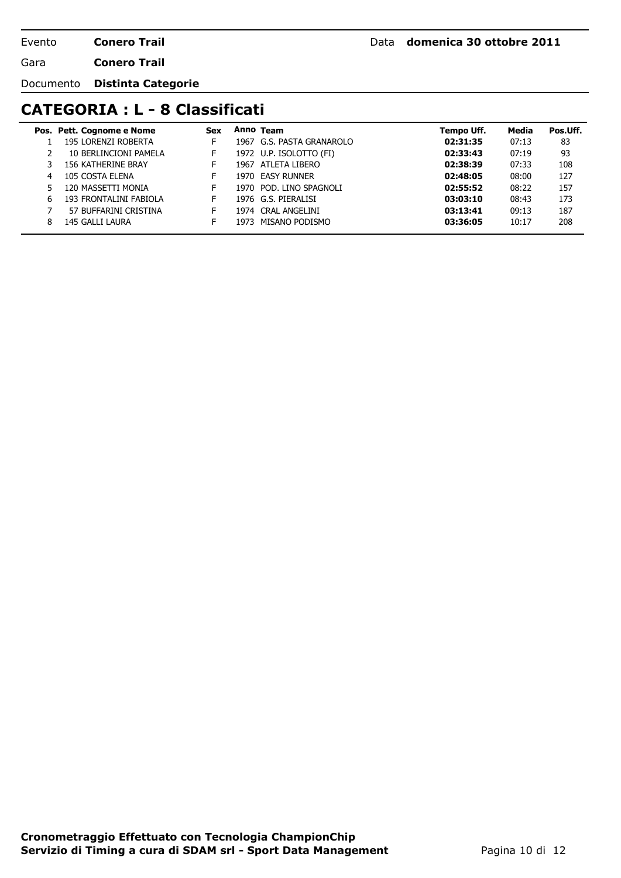Evento **Conero Trail** Data **domenica 30 ottobre 2011**

Gara **Conero Trail**

Documento **Distinta Categorie**

## CATEGORIA : L - 8 Classificati

| Pos. | Pett. | Cognome e Nome | Sex | Anno | Team | Tempo Uff. | Media | Pos.Uff. |
|---|---|---|---|---|---|---|---|---|
| 1 | 195 | LORENZI ROBERTA | F | 1967 | G.S. PASTA GRANAROLO | **02:31:35** | 07:13 | 83 |
| 2 | 10 | BERLINCIONI PAMELA | F | 1972 | U.P. ISOLOTTO (FI) | **02:33:43** | 07:19 | 93 |
| 3 | 156 | KATHERINE BRAY | F | 1967 | ATLETA LIBERO | **02:38:39** | 07:33 | 108 |
| 4 | 105 | COSTA ELENA | F | 1970 | EASY RUNNER | **02:48:05** | 08:00 | 127 |
| 5 | 120 | MASSETTI MONIA | F | 1970 | POD. LINO SPAGNOLI | **02:55:52** | 08:22 | 157 |
| 6 | 193 | FRONTALINI FABIOLA | F | 1976 | G.S. PIERALISI | **03:03:10** | 08:43 | 173 |
| 7 | 57 | BUFFARINI CRISTINA | F | 1974 | CRAL ANGELINI | **03:13:41** | 09:13 | 187 |
| 8 | 145 | GALLI LAURA | F | 1973 | MISANO PODISMO | **03:36:05** | 10:17 | 208 |

**Cronometraggio Effettuato con Tecnologia ChampionChip**
**Servizio di Timing a cura di SDAM srl - Sport Data Management**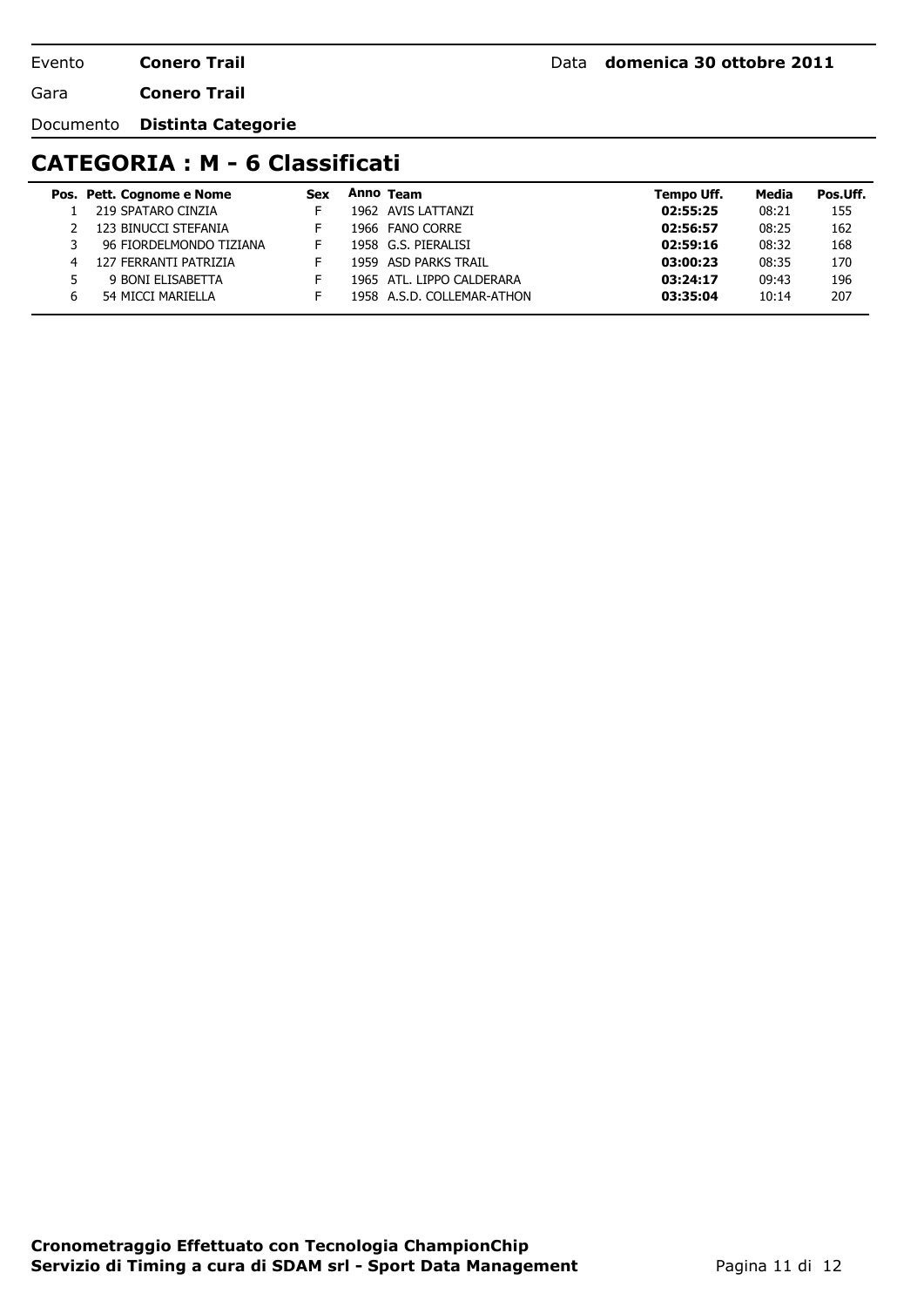Evento **Conero Trail** Data **domenica 30 ottobre 2011**

Gara **Conero Trail**

Documento **Distinta Categorie**

## CATEGORIA : M - 6 Classificati

| Pos. | Pett. | Cognome e Nome | Sex | Anno | Team | Tempo Uff. | Media | Pos.Uff. |
|---|---|---|---|---|---|---|---|---|
| 1 | 219 | SPATARO CINZIA | F | 1962 | AVIS LATTANZI | **02:55:25** | 08:21 | 155 |
| 2 | 123 | BINUCCI STEFANIA | F | 1966 | FANO CORRE | **02:56:57** | 08:25 | 162 |
| 3 | 96 | FIORDELMONDO TIZIANA | F | 1958 | G.S. PIERALISI | **02:59:16** | 08:32 | 168 |
| 4 | 127 | FERRANTI PATRIZIA | F | 1959 | ASD PARKS TRAIL | **03:00:23** | 08:35 | 170 |
| 5 | 9 | BONI ELISABETTA | F | 1965 | ATL. LIPPO CALDERARA | **03:24:17** | 09:43 | 196 |
| 6 | 54 | MICCI MARIELLA | F | 1958 | A.S.D. COLLEMAR-ATHON | **03:35:04** | 10:14 | 207 |

**Cronometraggio Effettuato con Tecnologia ChampionChip**
**Servizio di Timing a cura di SDAM srl - Sport Data Management**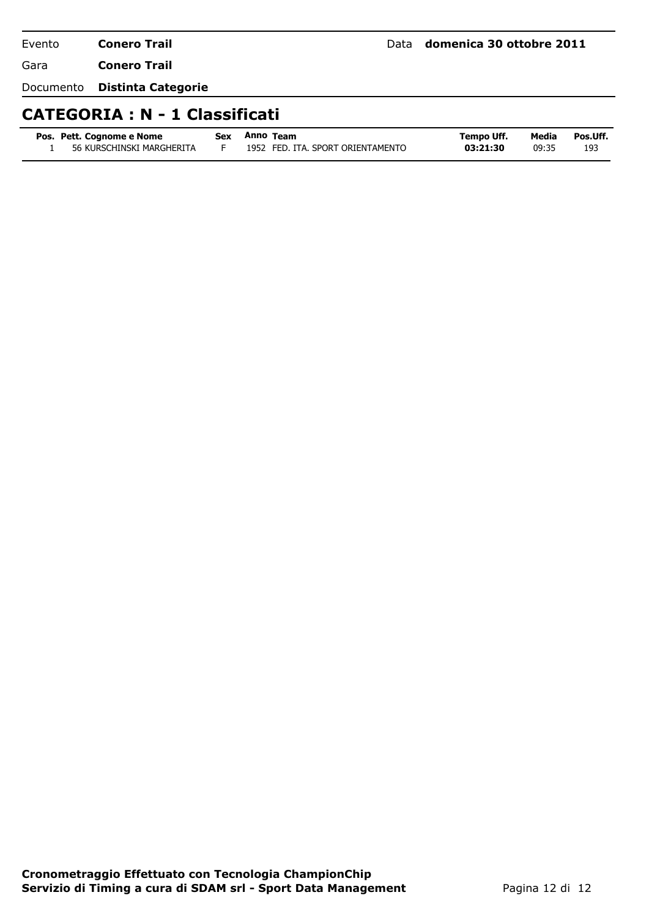Evento **Conero Trail** Data **domenica 30 ottobre 2011**

Gara **Conero Trail**

Documento **Distinta Categorie**

## CATEGORIA : N - 1 Classificati

| Pos. | Pett. | Cognome e Nome | Sex | Anno | Team | Tempo Uff. | Media | Pos.Uff. |
|---|---|---|---|---|---|---|---|---|
| 1 | 56 | KURSCHINSKI MARGHERITA | F | 1952 | FED. ITA. SPORT ORIENTAMENTO | **03:21:30** | 09:35 | 193 |

**Cronometraggio Effettuato con Tecnologia ChampionChip**
**Servizio di Timing a cura di SDAM srl - Sport Data Management**